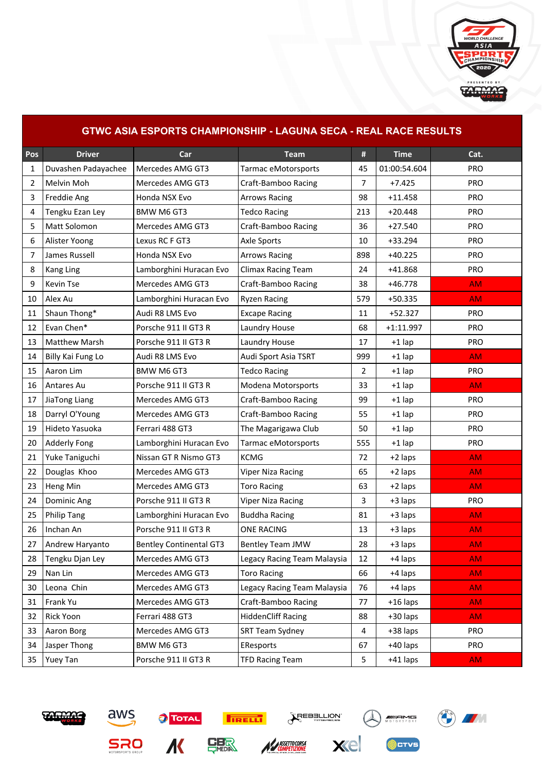## GTWC ASIA ESPORTS CHAMPIONSHIP - LAGUNA SECA - REAL RACE RESULTS

| Pos | Driver | Car | Team | # | Time | Cat. |
|---|---|---|---|---|---|---|
| 1 | Duvashen Padayachee | Mercedes AMG GT3 | Tarmac eMotorsports | 45 | 01:00:54.604 | PRO |
| 2 | Melvin Moh | Mercedes AMG GT3 | Craft-Bamboo Racing | 7 | +7.425 | PRO |
| 3 | Freddie Ang | Honda NSX Evo | Arrows Racing | 98 | +11.458 | PRO |
| 4 | Tengku Ezan Ley | BMW M6 GT3 | Tedco Racing | 213 | +20.448 | PRO |
| 5 | Matt Solomon | Mercedes AMG GT3 | Craft-Bamboo Racing | 36 | +27.540 | PRO |
| 6 | Alister Yoong | Lexus RC F GT3 | Axle Sports | 10 | +33.294 | PRO |
| 7 | James Russell | Honda NSX Evo | Arrows Racing | 898 | +40.225 | PRO |
| 8 | Kang Ling | Lamborghini Huracan Evo | Climax Racing Team | 24 | +41.868 | PRO |
| 9 | Kevin Tse | Mercedes AMG GT3 | Craft-Bamboo Racing | 38 | +46.778 | AM |
| 10 | Alex Au | Lamborghini Huracan Evo | Ryzen Racing | 579 | +50.335 | AM |
| 11 | Shaun Thong* | Audi R8 LMS Evo | Excape Racing | 11 | +52.327 | PRO |
| 12 | Evan Chen* | Porsche 911 II GT3 R | Laundry House | 68 | +1:11.997 | PRO |
| 13 | Matthew Marsh | Porsche 911 II GT3 R | Laundry House | 17 | +1 lap | PRO |
| 14 | Billy Kai Fung Lo | Audi R8 LMS Evo | Audi Sport Asia TSRT | 999 | +1 lap | AM |
| 15 | Aaron Lim | BMW M6 GT3 | Tedco Racing | 2 | +1 lap | PRO |
| 16 | Antares Au | Porsche 911 II GT3 R | Modena Motorsports | 33 | +1 lap | AM |
| 17 | JiaTong Liang | Mercedes AMG GT3 | Craft-Bamboo Racing | 99 | +1 lap | PRO |
| 18 | Darryl O'Young | Mercedes AMG GT3 | Craft-Bamboo Racing | 55 | +1 lap | PRO |
| 19 | Hideto Yasuoka | Ferrari 488 GT3 | The Magarigawa Club | 50 | +1 lap | PRO |
| 20 | Adderly Fong | Lamborghini Huracan Evo | Tarmac eMotorsports | 555 | +1 lap | PRO |
| 21 | Yuke Taniguchi | Nissan GT R Nismo GT3 | KCMG | 72 | +2 laps | AM |
| 22 | Douglas Khoo | Mercedes AMG GT3 | Viper Niza Racing | 65 | +2 laps | AM |
| 23 | Heng Min | Mercedes AMG GT3 | Toro Racing | 63 | +2 laps | AM |
| 24 | Dominic Ang | Porsche 911 II GT3 R | Viper Niza Racing | 3 | +3 laps | PRO |
| 25 | Philip Tang | Lamborghini Huracan Evo | Buddha Racing | 81 | +3 laps | AM |
| 26 | Inchan An | Porsche 911 II GT3 R | ONE RACING | 13 | +3 laps | AM |
| 27 | Andrew Haryanto | Bentley Continental GT3 | Bentley Team JMW | 28 | +3 laps | AM |
| 28 | Tengku Djan Ley | Mercedes AMG GT3 | Legacy Racing Team Malaysia | 12 | +4 laps | AM |
| 29 | Nan Lin | Mercedes AMG GT3 | Toro Racing | 66 | +4 laps | AM |
| 30 | Leona Chin | Mercedes AMG GT3 | Legacy Racing Team Malaysia | 76 | +4 laps | AM |
| 31 | Frank Yu | Mercedes AMG GT3 | Craft-Bamboo Racing | 77 | +16 laps | AM |
| 32 | Rick Yoon | Ferrari 488 GT3 | HiddenCliff Racing | 88 | +30 laps | AM |
| 33 | Aaron Borg | Mercedes AMG GT3 | SRT Team Sydney | 4 | +38 laps | PRO |
| 34 | Jasper Thong | BMW M6 GT3 | EResports | 67 | +40 laps | PRO |
| 35 | Yuey Tan | Porsche 911 II GT3 R | TFD Racing Team | 5 | +41 laps | AM |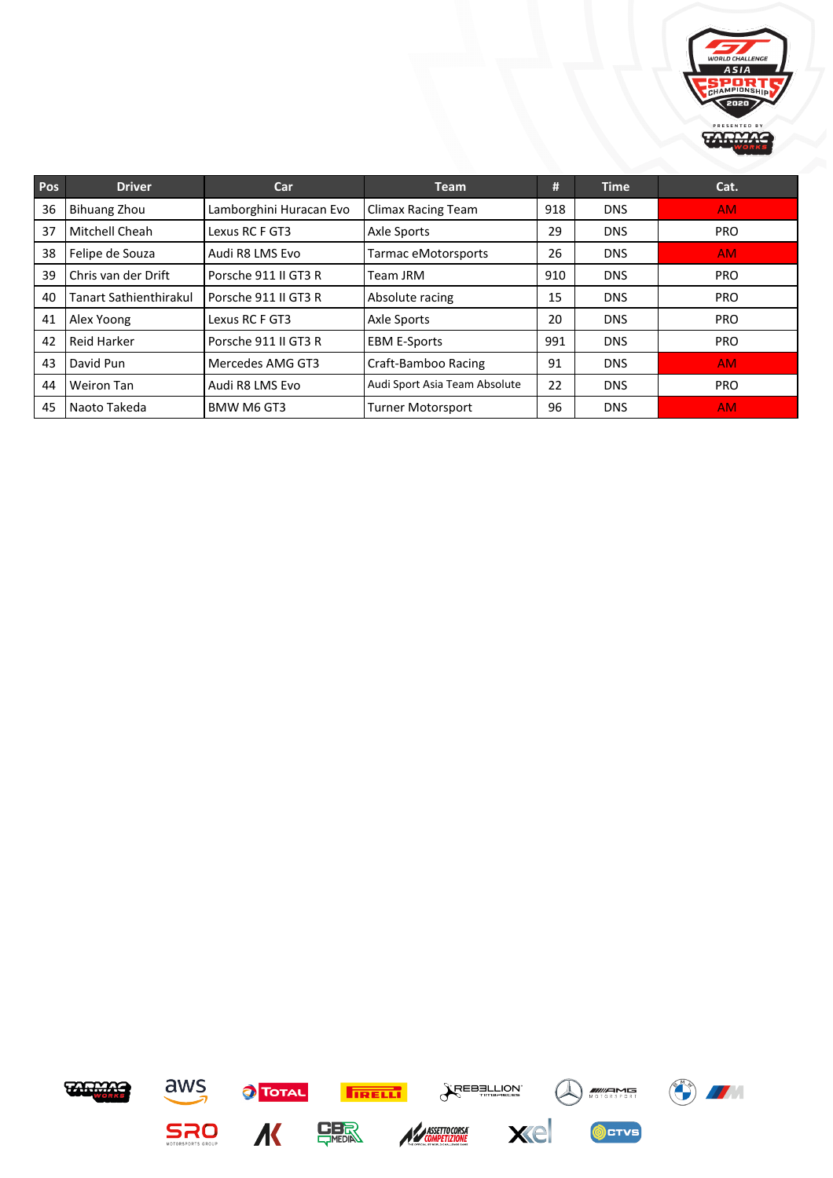| Pos | Driver | Car | Team | # | Time | Cat. |
|---|---|---|---|---|---|---|
| 36 | Bihuang Zhou | Lamborghini Huracan Evo | Climax Racing Team | 918 | DNS | AM |
| 37 | Mitchell Cheah | Lexus RC F GT3 | Axle Sports | 29 | DNS | PRO |
| 38 | Felipe de Souza | Audi R8 LMS Evo | Tarmac eMotorsports | 26 | DNS | AM |
| 39 | Chris van der Drift | Porsche 911 II GT3 R | Team JRM | 910 | DNS | PRO |
| 40 | Tanart Sathienthirakul | Porsche 911 II GT3 R | Absolute racing | 15 | DNS | PRO |
| 41 | Alex Yoong | Lexus RC F GT3 | Axle Sports | 20 | DNS | PRO |
| 42 | Reid Harker | Porsche 911 II GT3 R | EBM E-Sports | 991 | DNS | PRO |
| 43 | David Pun | Mercedes AMG GT3 | Craft-Bamboo Racing | 91 | DNS | AM |
| 44 | Weiron Tan | Audi R8 LMS Evo | Audi Sport Asia Team Absolute | 22 | DNS | PRO |
| 45 | Naoto Takeda | BMW M6 GT3 | Turner Motorsport | 96 | DNS | AM |